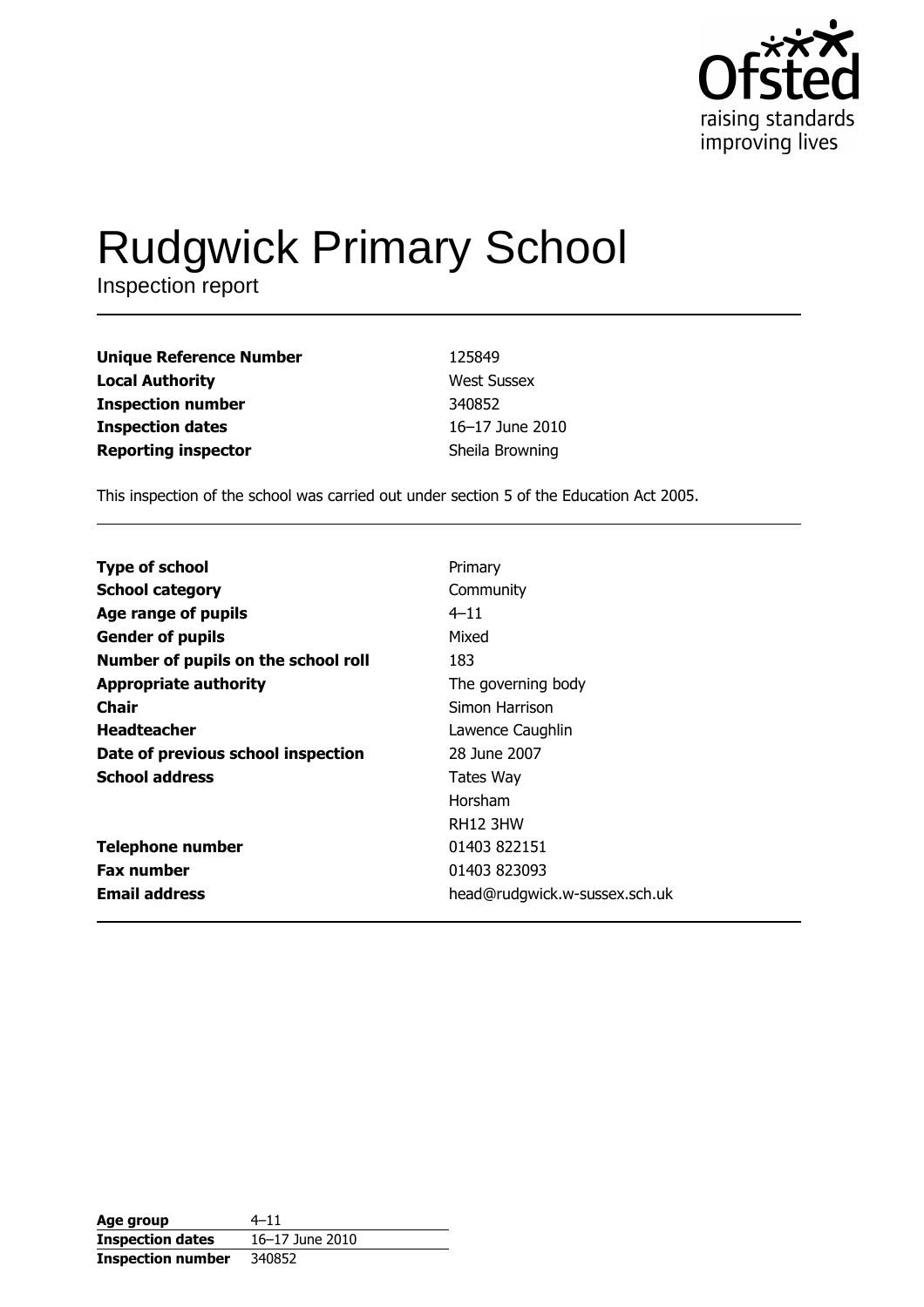Ofsted
raising standards
improving lives

# Rudgwick Primary School

Inspection report

| | |
|---|---|
| **Unique Reference Number** | 125849 |
| **Local Authority** | West Sussex |
| **Inspection number** | 340852 |
| **Inspection dates** | 16–17 June 2010 |
| **Reporting inspector** | Sheila Browning |

This inspection of the school was carried out under section 5 of the Education Act 2005.

| | |
|---|---|
| **Type of school** | Primary |
| **School category** | Community |
| **Age range of pupils** | 4–11 |
| **Gender of pupils** | Mixed |
| **Number of pupils on the school roll** | 183 |
| **Appropriate authority** | The governing body |
| **Chair** | Simon Harrison |
| **Headteacher** | Lawence Caughlin |
| **Date of previous school inspection** | 28 June 2007 |
| **School address** | Tates Way<br>Horsham<br>RH12 3HW |
| **Telephone number** | 01403 822151 |
| **Fax number** | 01403 823093 |
| **Email address** | head@rudgwick.w-sussex.sch.uk |

| | |
|---|---|
| **Age group** | 4–11 |
| **Inspection dates** | 16–17 June 2010 |
| **Inspection number** | 340852 |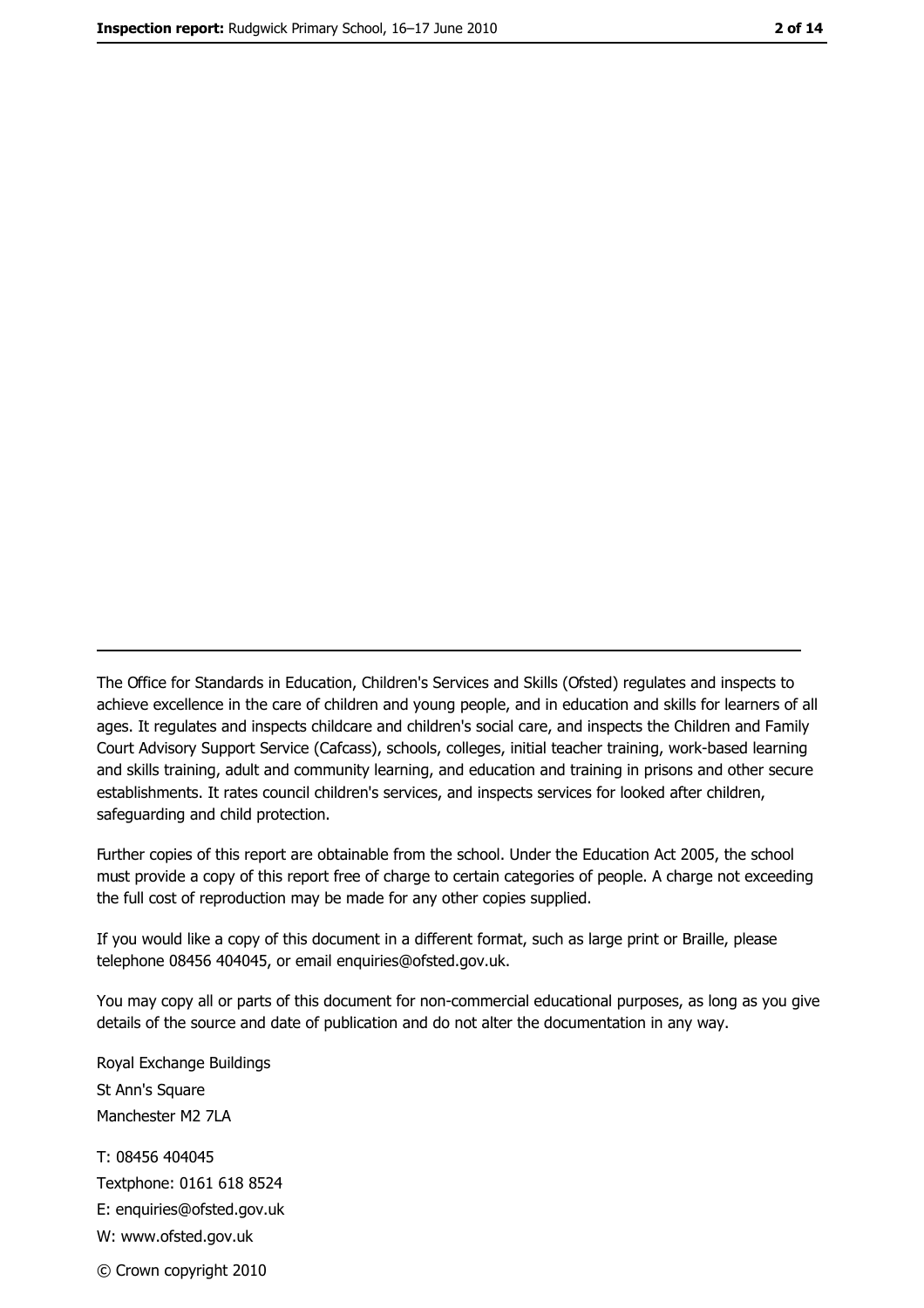---

The Office for Standards in Education, Children's Services and Skills (Ofsted) regulates and inspects to achieve excellence in the care of children and young people, and in education and skills for learners of all ages. It regulates and inspects childcare and children's social care, and inspects the Children and Family Court Advisory Support Service (Cafcass), schools, colleges, initial teacher training, work-based learning and skills training, adult and community learning, and education and training in prisons and other secure establishments. It rates council children's services, and inspects services for looked after children, safeguarding and child protection.

Further copies of this report are obtainable from the school. Under the Education Act 2005, the school must provide a copy of this report free of charge to certain categories of people. A charge not exceeding the full cost of reproduction may be made for any other copies supplied.

If you would like a copy of this document in a different format, such as large print or Braille, please telephone 08456 404045, or email enquiries@ofsted.gov.uk.

You may copy all or parts of this document for non-commercial educational purposes, as long as you give details of the source and date of publication and do not alter the documentation in any way.

Royal Exchange Buildings
St Ann's Square
Manchester M2 7LA

T: 08456 404045
Textphone: 0161 618 8524
E: enquiries@ofsted.gov.uk
W: www.ofsted.gov.uk

© Crown copyright 2010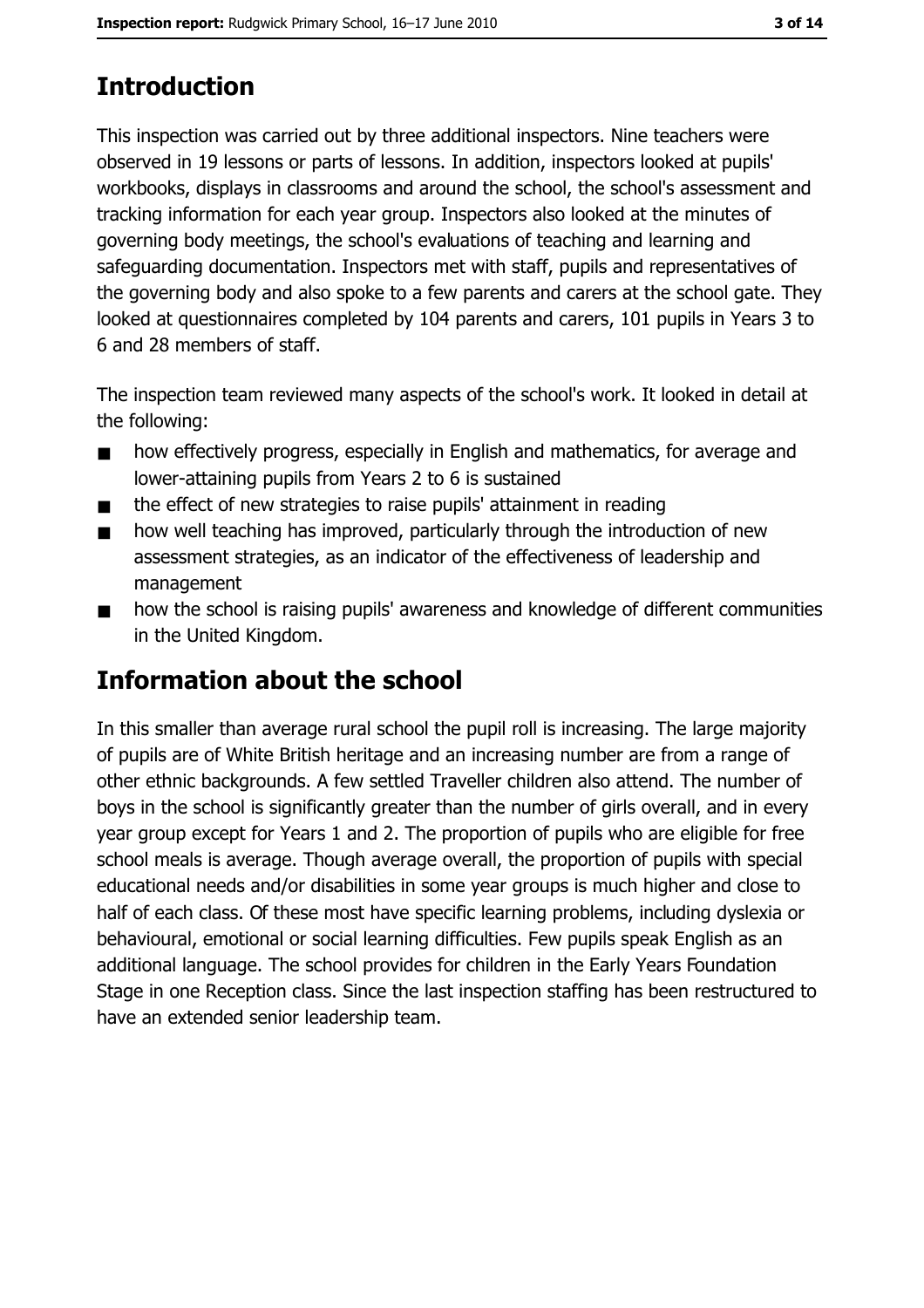## Introduction

This inspection was carried out by three additional inspectors. Nine teachers were observed in 19 lessons or parts of lessons. In addition, inspectors looked at pupils' workbooks, displays in classrooms and around the school, the school's assessment and tracking information for each year group. Inspectors also looked at the minutes of governing body meetings, the school's evaluations of teaching and learning and safeguarding documentation. Inspectors met with staff, pupils and representatives of the governing body and also spoke to a few parents and carers at the school gate. They looked at questionnaires completed by 104 parents and carers, 101 pupils in Years 3 to 6 and 28 members of staff.

The inspection team reviewed many aspects of the school's work. It looked in detail at the following:

- how effectively progress, especially in English and mathematics, for average and lower-attaining pupils from Years 2 to 6 is sustained
- the effect of new strategies to raise pupils' attainment in reading
- how well teaching has improved, particularly through the introduction of new assessment strategies, as an indicator of the effectiveness of leadership and management
- how the school is raising pupils' awareness and knowledge of different communities in the United Kingdom.

## Information about the school

In this smaller than average rural school the pupil roll is increasing. The large majority of pupils are of White British heritage and an increasing number are from a range of other ethnic backgrounds. A few settled Traveller children also attend. The number of boys in the school is significantly greater than the number of girls overall, and in every year group except for Years 1 and 2. The proportion of pupils who are eligible for free school meals is average. Though average overall, the proportion of pupils with special educational needs and/or disabilities in some year groups is much higher and close to half of each class. Of these most have specific learning problems, including dyslexia or behavioural, emotional or social learning difficulties. Few pupils speak English as an additional language. The school provides for children in the Early Years Foundation Stage in one Reception class. Since the last inspection staffing has been restructured to have an extended senior leadership team.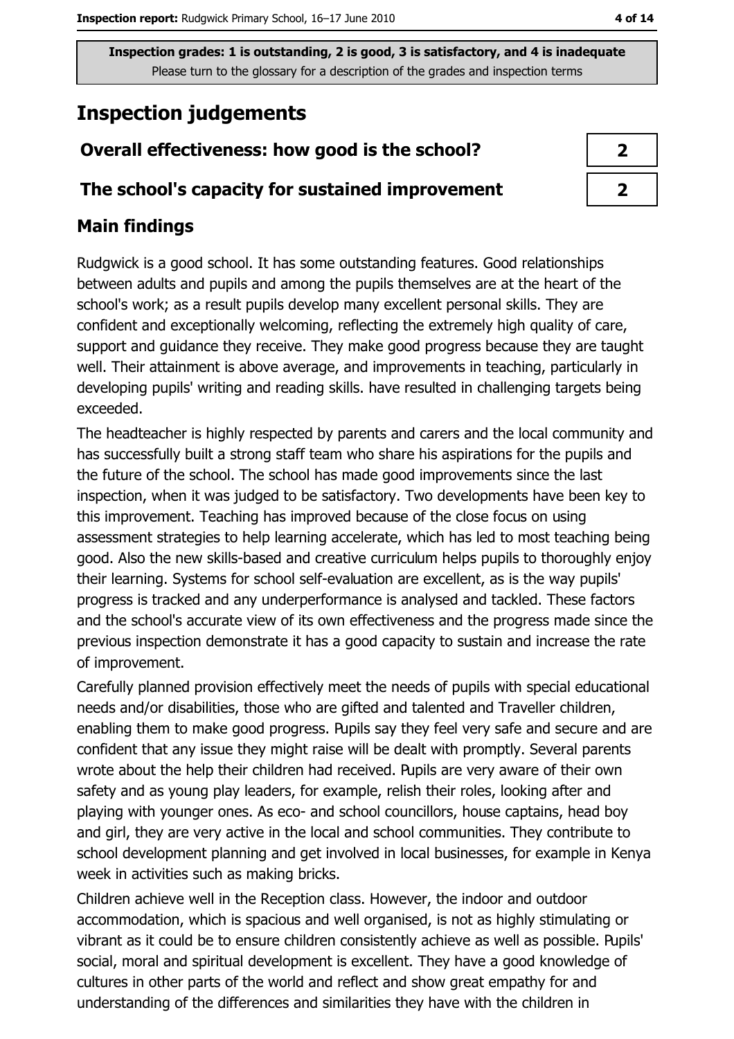Inspection grades: 1 is outstanding, 2 is good, 3 is satisfactory, and 4 is inadequate
Please turn to the glossary for a description of the grades and inspection terms

## Inspection judgements

| | |
|---|---|
| **Overall effectiveness: how good is the school?** | **2** |
| **The school's capacity for sustained improvement** | **2** |

### Main findings

Rudgwick is a good school. It has some outstanding features. Good relationships between adults and pupils and among the pupils themselves are at the heart of the school's work; as a result pupils develop many excellent personal skills. They are confident and exceptionally welcoming, reflecting the extremely high quality of care, support and guidance they receive. They make good progress because they are taught well. Their attainment is above average, and improvements in teaching, particularly in developing pupils' writing and reading skills. have resulted in challenging targets being exceeded.

The headteacher is highly respected by parents and carers and the local community and has successfully built a strong staff team who share his aspirations for the pupils and the future of the school. The school has made good improvements since the last inspection, when it was judged to be satisfactory. Two developments have been key to this improvement. Teaching has improved because of the close focus on using assessment strategies to help learning accelerate, which has led to most teaching being good. Also the new skills-based and creative curriculum helps pupils to thoroughly enjoy their learning. Systems for school self-evaluation are excellent, as is the way pupils' progress is tracked and any underperformance is analysed and tackled. These factors and the school's accurate view of its own effectiveness and the progress made since the previous inspection demonstrate it has a good capacity to sustain and increase the rate of improvement.

Carefully planned provision effectively meet the needs of pupils with special educational needs and/or disabilities, those who are gifted and talented and Traveller children, enabling them to make good progress. Pupils say they feel very safe and secure and are confident that any issue they might raise will be dealt with promptly. Several parents wrote about the help their children had received. Pupils are very aware of their own safety and as young play leaders, for example, relish their roles, looking after and playing with younger ones. As eco- and school councillors, house captains, head boy and girl, they are very active in the local and school communities. They contribute to school development planning and get involved in local businesses, for example in Kenya week in activities such as making bricks.

Children achieve well in the Reception class. However, the indoor and outdoor accommodation, which is spacious and well organised, is not as highly stimulating or vibrant as it could be to ensure children consistently achieve as well as possible. Pupils' social, moral and spiritual development is excellent. They have a good knowledge of cultures in other parts of the world and reflect and show great empathy for and understanding of the differences and similarities they have with the children in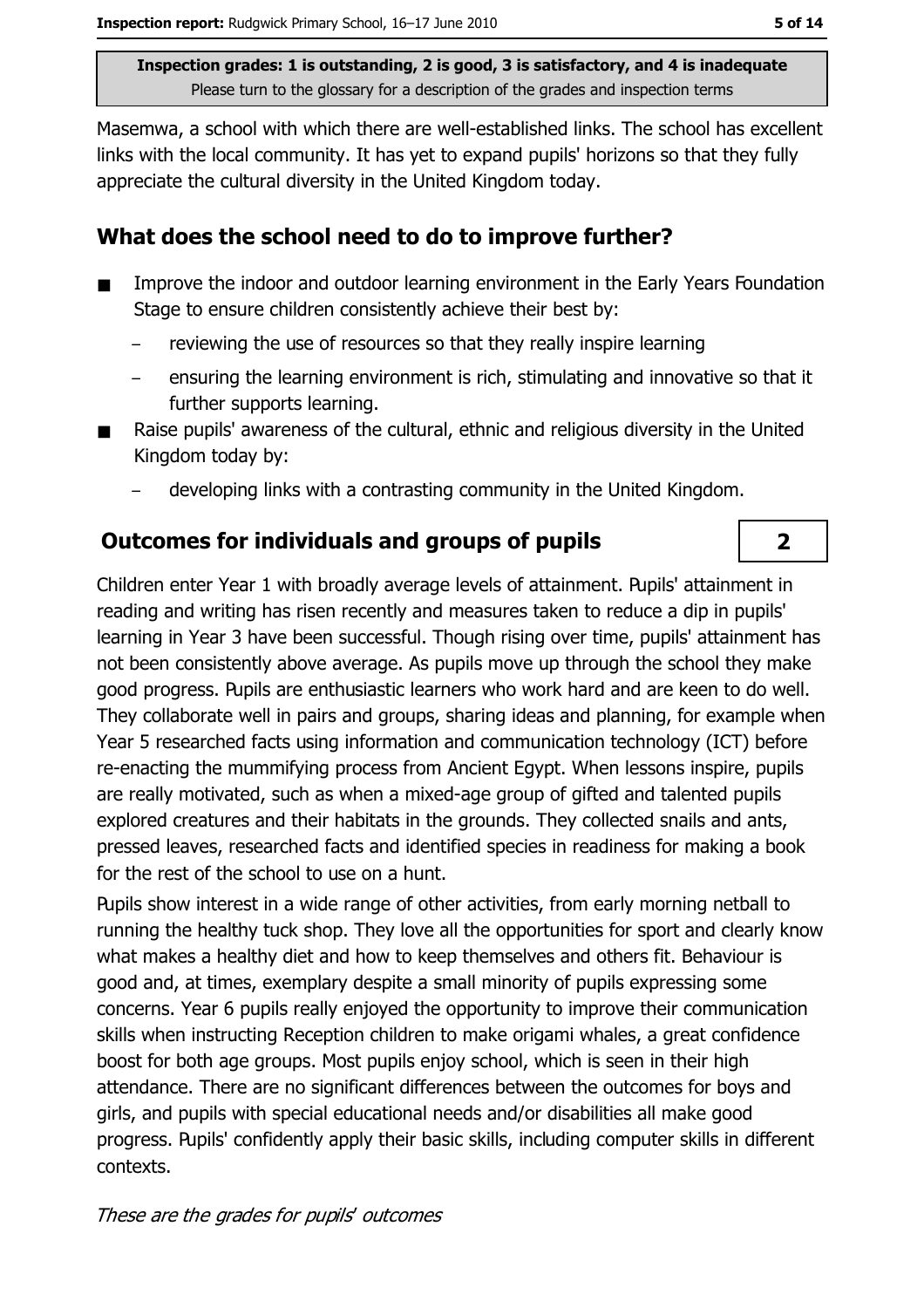Masemwa, a school with which there are well-established links. The school has excellent links with the local community. It has yet to expand pupils' horizons so that they fully appreciate the cultural diversity in the United Kingdom today.

## What does the school need to do to improve further?

- Improve the indoor and outdoor learning environment in the Early Years Foundation Stage to ensure children consistently achieve their best by:
  - reviewing the use of resources so that they really inspire learning
  - ensuring the learning environment is rich, stimulating and innovative so that it further supports learning.
- Raise pupils' awareness of the cultural, ethnic and religious diversity in the United Kingdom today by:
  - developing links with a contrasting community in the United Kingdom.

## Outcomes for individuals and groups of pupils

**2**

Children enter Year 1 with broadly average levels of attainment. Pupils' attainment in reading and writing has risen recently and measures taken to reduce a dip in pupils' learning in Year 3 have been successful. Though rising over time, pupils' attainment has not been consistently above average. As pupils move up through the school they make good progress. Pupils are enthusiastic learners who work hard and are keen to do well. They collaborate well in pairs and groups, sharing ideas and planning, for example when Year 5 researched facts using information and communication technology (ICT) before re-enacting the mummifying process from Ancient Egypt. When lessons inspire, pupils are really motivated, such as when a mixed-age group of gifted and talented pupils explored creatures and their habitats in the grounds. They collected snails and ants, pressed leaves, researched facts and identified species in readiness for making a book for the rest of the school to use on a hunt.

Pupils show interest in a wide range of other activities, from early morning netball to running the healthy tuck shop. They love all the opportunities for sport and clearly know what makes a healthy diet and how to keep themselves and others fit. Behaviour is good and, at times, exemplary despite a small minority of pupils expressing some concerns. Year 6 pupils really enjoyed the opportunity to improve their communication skills when instructing Reception children to make origami whales, a great confidence boost for both age groups. Most pupils enjoy school, which is seen in their high attendance. There are no significant differences between the outcomes for boys and girls, and pupils with special educational needs and/or disabilities all make good progress. Pupils' confidently apply their basic skills, including computer skills in different contexts.

*These are the grades for pupils' outcomes*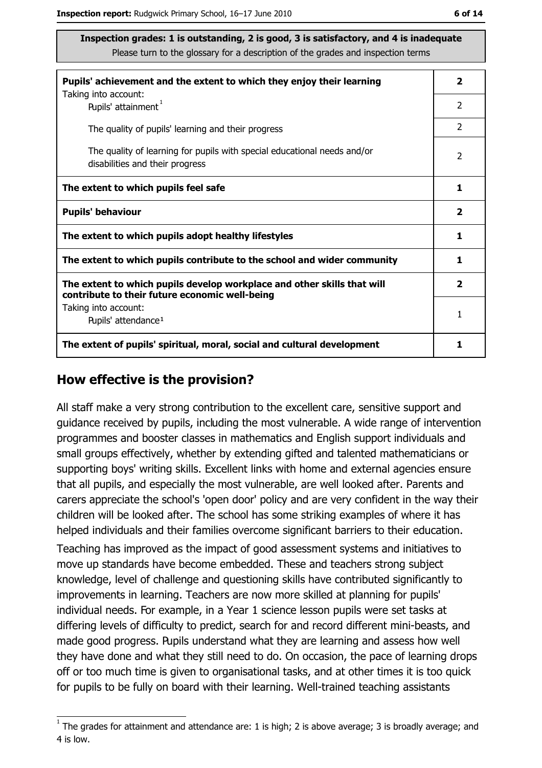**Inspection grades: 1 is outstanding, 2 is good, 3 is satisfactory, and 4 is inadequate**
Please turn to the glossary for a description of the grades and inspection terms

| | |
|---|---|
| **Pupils' achievement and the extent to which they enjoy their learning** | **2** |
| Taking into account: Pupils' attainment[1] | 2 |
| The quality of pupils' learning and their progress | 2 |
| The quality of learning for pupils with special educational needs and/or disabilities and their progress | 2 |
| **The extent to which pupils feel safe** | **1** |
| **Pupils' behaviour** | **2** |
| **The extent to which pupils adopt healthy lifestyles** | **1** |
| **The extent to which pupils contribute to the school and wider community** | **1** |
| **The extent to which pupils develop workplace and other skills that will contribute to their future economic well-being** | **2** |
| Taking into account: Pupils' attendance[1] | 1 |
| **The extent of pupils' spiritual, moral, social and cultural development** | **1** |

## How effective is the provision?

All staff make a very strong contribution to the excellent care, sensitive support and guidance received by pupils, including the most vulnerable. A wide range of intervention programmes and booster classes in mathematics and English support individuals and small groups effectively, whether by extending gifted and talented mathematicians or supporting boys' writing skills. Excellent links with home and external agencies ensure that all pupils, and especially the most vulnerable, are well looked after. Parents and carers appreciate the school's 'open door' policy and are very confident in the way their children will be looked after. The school has some striking examples of where it has helped individuals and their families overcome significant barriers to their education.

Teaching has improved as the impact of good assessment systems and initiatives to move up standards have become embedded. These and teachers strong subject knowledge, level of challenge and questioning skills have contributed significantly to improvements in learning. Teachers are now more skilled at planning for pupils' individual needs. For example, in a Year 1 science lesson pupils were set tasks at differing levels of difficulty to predict, search for and record different mini-beasts, and made good progress. Pupils understand what they are learning and assess how well they have done and what they still need to do. On occasion, the pace of learning drops off or too much time is given to organisational tasks, and at other times it is too quick for pupils to be fully on board with their learning. Well-trained teaching assistants

[1] The grades for attainment and attendance are: 1 is high; 2 is above average; 3 is broadly average; and 4 is low.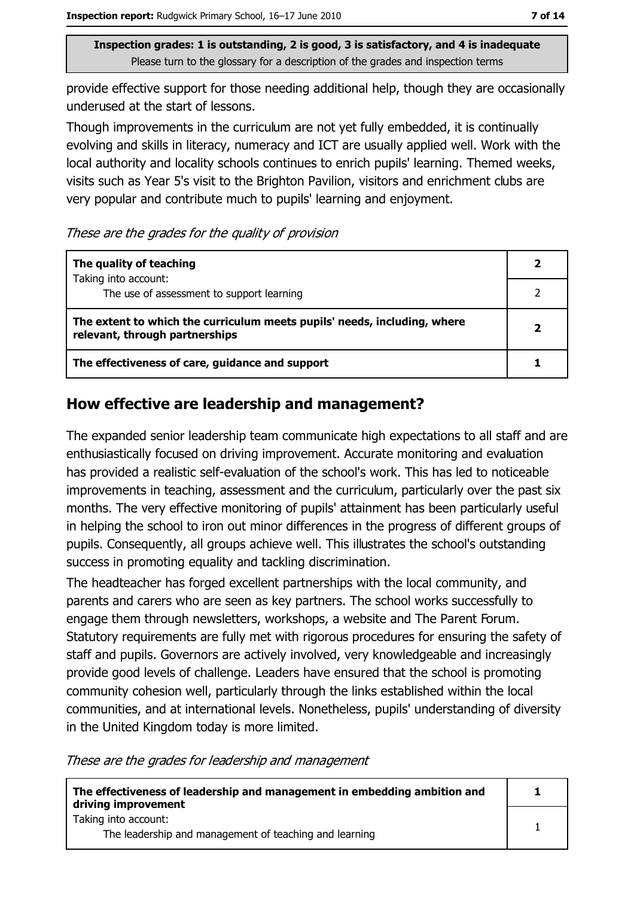provide effective support for those needing additional help, though they are occasionally underused at the start of lessons.

Though improvements in the curriculum are not yet fully embedded, it is continually evolving and skills in literacy, numeracy and ICT are usually applied well. Work with the local authority and locality schools continues to enrich pupils' learning. Themed weeks, visits such as Year 5's visit to the Brighton Pavilion, visitors and enrichment clubs are very popular and contribute much to pupils' learning and enjoyment.

*These are the grades for the quality of provision*

| | |
|---|---|
| **The quality of teaching** | **2** |
| Taking into account: The use of assessment to support learning | 2 |
| **The extent to which the curriculum meets pupils' needs, including, where relevant, through partnerships** | **2** |
| **The effectiveness of care, guidance and support** | **1** |

## How effective are leadership and management?

The expanded senior leadership team communicate high expectations to all staff and are enthusiastically focused on driving improvement. Accurate monitoring and evaluation has provided a realistic self-evaluation of the school's work. This has led to noticeable improvements in teaching, assessment and the curriculum, particularly over the past six months. The very effective monitoring of pupils' attainment has been particularly useful in helping the school to iron out minor differences in the progress of different groups of pupils. Consequently, all groups achieve well. This illustrates the school's outstanding success in promoting equality and tackling discrimination.

The headteacher has forged excellent partnerships with the local community, and parents and carers who are seen as key partners. The school works successfully to engage them through newsletters, workshops, a website and The Parent Forum. Statutory requirements are fully met with rigorous procedures for ensuring the safety of staff and pupils. Governors are actively involved, very knowledgeable and increasingly provide good levels of challenge. Leaders have ensured that the school is promoting community cohesion well, particularly through the links established within the local communities, and at international levels. Nonetheless, pupils' understanding of diversity in the United Kingdom today is more limited.

*These are the grades for leadership and management*

| | |
|---|---|
| **The effectiveness of leadership and management in embedding ambition and driving improvement** | **1** |
| Taking into account: The leadership and management of teaching and learning | 1 |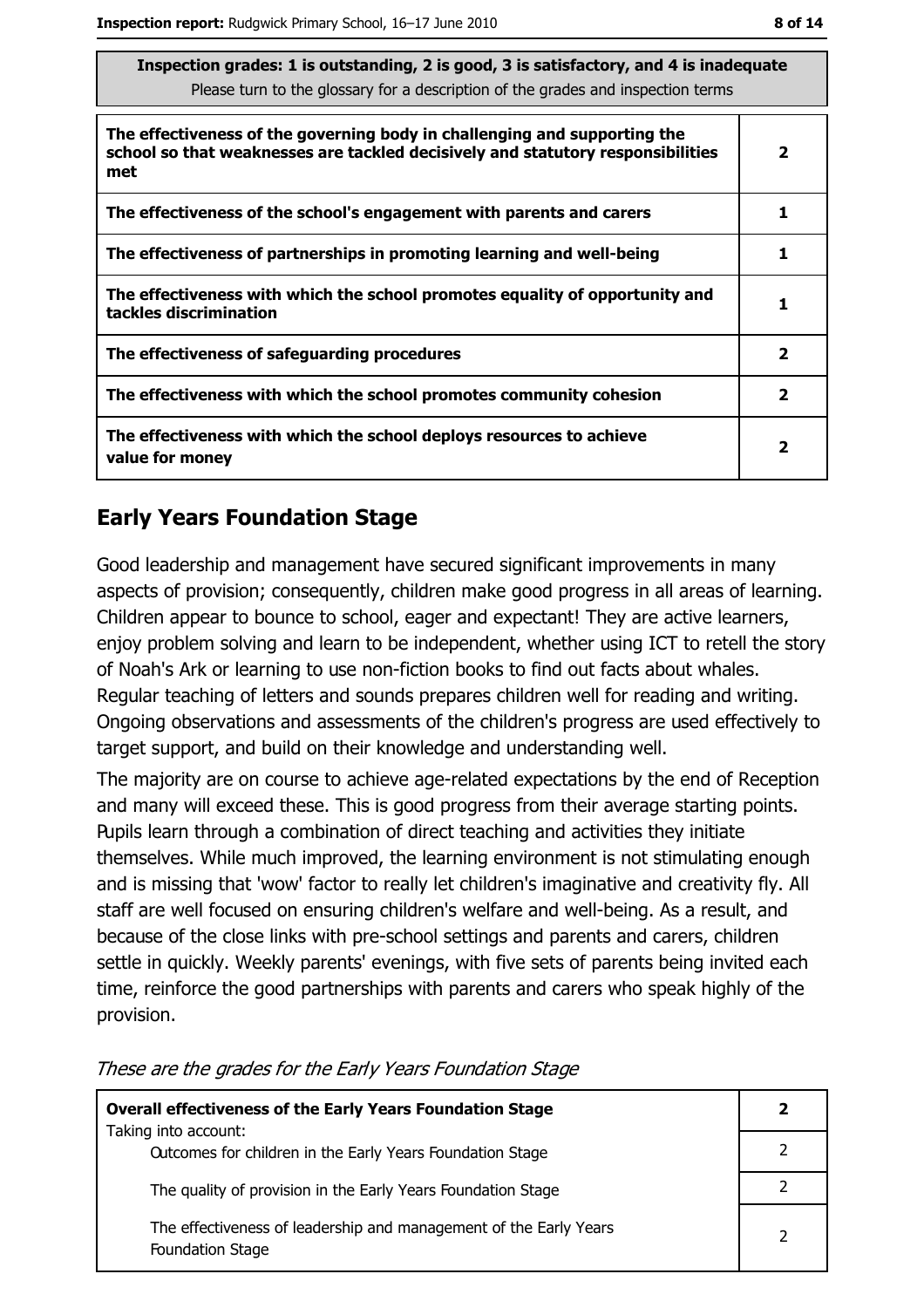| Inspection grades: 1 is outstanding, 2 is good, 3 is satisfactory, and 4 is inadequate<br>Please turn to the glossary for a description of the grades and inspection terms | |
|---|---|
| **The effectiveness of the governing body in challenging and supporting the school so that weaknesses are tackled decisively and statutory responsibilities met** | **2** |
| **The effectiveness of the school's engagement with parents and carers** | **1** |
| **The effectiveness of partnerships in promoting learning and well-being** | **1** |
| **The effectiveness with which the school promotes equality of opportunity and tackles discrimination** | **1** |
| **The effectiveness of safeguarding procedures** | **2** |
| **The effectiveness with which the school promotes community cohesion** | **2** |
| **The effectiveness with which the school deploys resources to achieve value for money** | **2** |

## Early Years Foundation Stage

Good leadership and management have secured significant improvements in many aspects of provision; consequently, children make good progress in all areas of learning. Children appear to bounce to school, eager and expectant! They are active learners, enjoy problem solving and learn to be independent, whether using ICT to retell the story of Noah's Ark or learning to use non-fiction books to find out facts about whales. Regular teaching of letters and sounds prepares children well for reading and writing. Ongoing observations and assessments of the children's progress are used effectively to target support, and build on their knowledge and understanding well.

The majority are on course to achieve age-related expectations by the end of Reception and many will exceed these. This is good progress from their average starting points. Pupils learn through a combination of direct teaching and activities they initiate themselves. While much improved, the learning environment is not stimulating enough and is missing that 'wow' factor to really let children's imaginative and creativity fly. All staff are well focused on ensuring children's welfare and well-being. As a result, and because of the close links with pre-school settings and parents and carers, children settle in quickly. Weekly parents' evenings, with five sets of parents being invited each time, reinforce the good partnerships with parents and carers who speak highly of the provision.

*These are the grades for the Early Years Foundation Stage*

| **Overall effectiveness of the Early Years Foundation Stage**<br>Taking into account: | **2** |
|---|---|
| Outcomes for children in the Early Years Foundation Stage | 2 |
| The quality of provision in the Early Years Foundation Stage | 2 |
| The effectiveness of leadership and management of the Early Years Foundation Stage | 2 |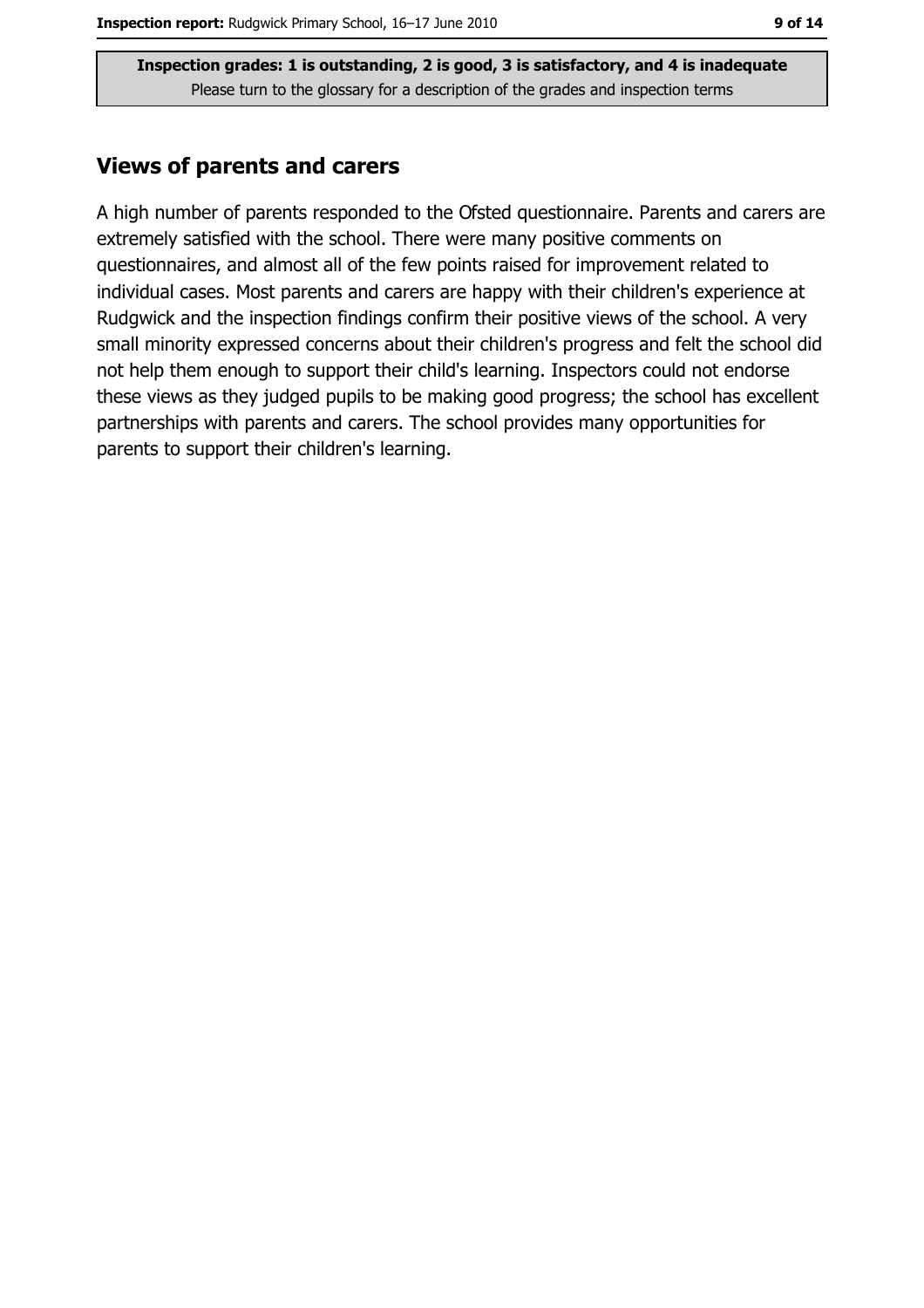**Inspection grades: 1 is outstanding, 2 is good, 3 is satisfactory, and 4 is inadequate**
Please turn to the glossary for a description of the grades and inspection terms

## Views of parents and carers

A high number of parents responded to the Ofsted questionnaire. Parents and carers are extremely satisfied with the school. There were many positive comments on questionnaires, and almost all of the few points raised for improvement related to individual cases. Most parents and carers are happy with their children's experience at Rudgwick and the inspection findings confirm their positive views of the school. A very small minority expressed concerns about their children's progress and felt the school did not help them enough to support their child's learning. Inspectors could not endorse these views as they judged pupils to be making good progress; the school has excellent partnerships with parents and carers. The school provides many opportunities for parents to support their children's learning.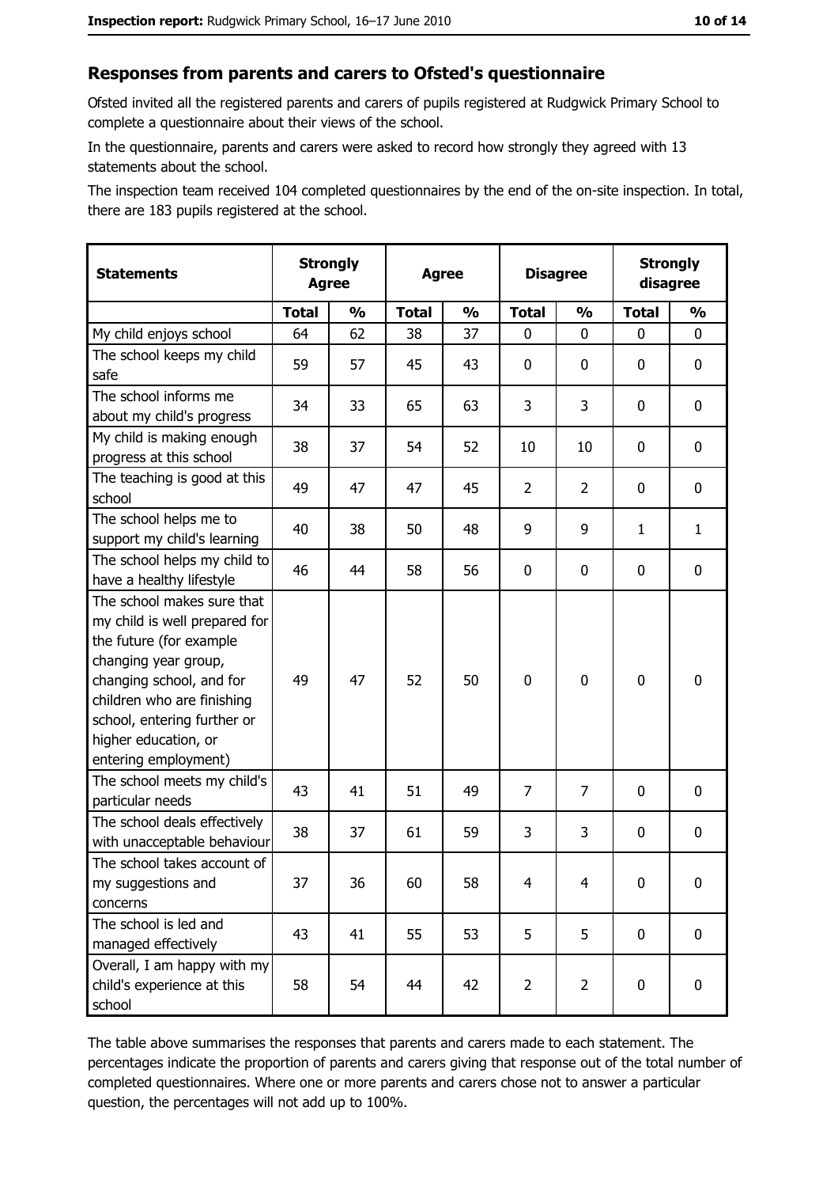## Responses from parents and carers to Ofsted's questionnaire

Ofsted invited all the registered parents and carers of pupils registered at Rudgwick Primary School to complete a questionnaire about their views of the school.

In the questionnaire, parents and carers were asked to record how strongly they agreed with 13 statements about the school.

The inspection team received 104 completed questionnaires by the end of the on-site inspection. In total, there are 183 pupils registered at the school.

| Statements | Strongly Agree | | Agree | | Disagree | | Strongly disagree | |
|---|---|---|---|---|---|---|---|---|
| | Total | % | Total | % | Total | % | Total | % |
| My child enjoys school | 64 | 62 | 38 | 37 | 0 | 0 | 0 | 0 |
| The school keeps my child safe | 59 | 57 | 45 | 43 | 0 | 0 | 0 | 0 |
| The school informs me about my child's progress | 34 | 33 | 65 | 63 | 3 | 3 | 0 | 0 |
| My child is making enough progress at this school | 38 | 37 | 54 | 52 | 10 | 10 | 0 | 0 |
| The teaching is good at this school | 49 | 47 | 47 | 45 | 2 | 2 | 0 | 0 |
| The school helps me to support my child's learning | 40 | 38 | 50 | 48 | 9 | 9 | 1 | 1 |
| The school helps my child to have a healthy lifestyle | 46 | 44 | 58 | 56 | 0 | 0 | 0 | 0 |
| The school makes sure that my child is well prepared for the future (for example changing year group, changing school, and for children who are finishing school, entering further or higher education, or entering employment) | 49 | 47 | 52 | 50 | 0 | 0 | 0 | 0 |
| The school meets my child's particular needs | 43 | 41 | 51 | 49 | 7 | 7 | 0 | 0 |
| The school deals effectively with unacceptable behaviour | 38 | 37 | 61 | 59 | 3 | 3 | 0 | 0 |
| The school takes account of my suggestions and concerns | 37 | 36 | 60 | 58 | 4 | 4 | 0 | 0 |
| The school is led and managed effectively | 43 | 41 | 55 | 53 | 5 | 5 | 0 | 0 |
| Overall, I am happy with my child's experience at this school | 58 | 54 | 44 | 42 | 2 | 2 | 0 | 0 |

The table above summarises the responses that parents and carers made to each statement. The percentages indicate the proportion of parents and carers giving that response out of the total number of completed questionnaires. Where one or more parents and carers chose not to answer a particular question, the percentages will not add up to 100%.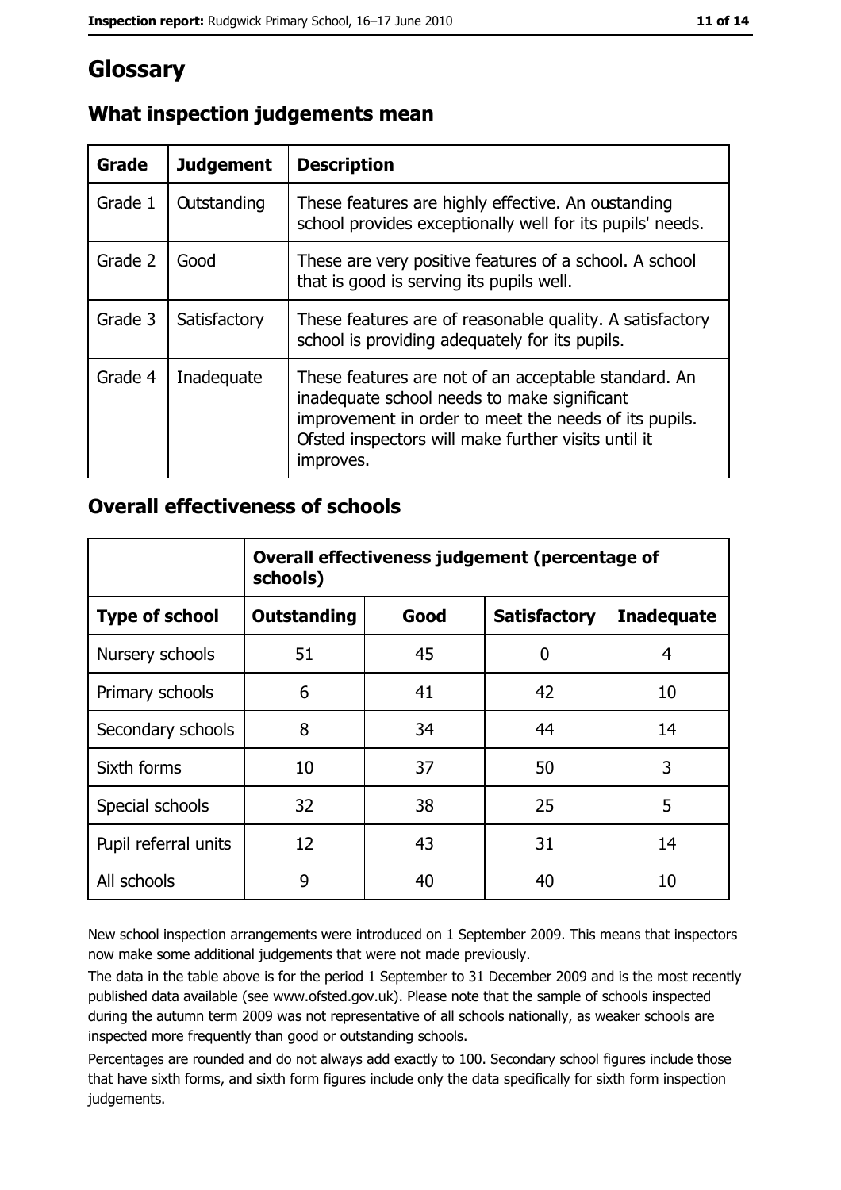# Glossary

## What inspection judgements mean

| Grade | Judgement | Description |
| --- | --- | --- |
| Grade 1 | Outstanding | These features are highly effective. An oustanding school provides exceptionally well for its pupils' needs. |
| Grade 2 | Good | These are very positive features of a school. A school that is good is serving its pupils well. |
| Grade 3 | Satisfactory | These features are of reasonable quality. A satisfactory school is providing adequately for its pupils. |
| Grade 4 | Inadequate | These features are not of an acceptable standard. An inadequate school needs to make significant improvement in order to meet the needs of its pupils. Ofsted inspectors will make further visits until it improves. |

## Overall effectiveness of schools

| | Overall effectiveness judgement (percentage of schools) | | | |
| --- | --- | --- | --- | --- |
| **Type of school** | **Outstanding** | **Good** | **Satisfactory** | **Inadequate** |
| Nursery schools | 51 | 45 | 0 | 4 |
| Primary schools | 6 | 41 | 42 | 10 |
| Secondary schools | 8 | 34 | 44 | 14 |
| Sixth forms | 10 | 37 | 50 | 3 |
| Special schools | 32 | 38 | 25 | 5 |
| Pupil referral units | 12 | 43 | 31 | 14 |
| All schools | 9 | 40 | 40 | 10 |

New school inspection arrangements were introduced on 1 September 2009. This means that inspectors now make some additional judgements that were not made previously.

The data in the table above is for the period 1 September to 31 December 2009 and is the most recently published data available (see www.ofsted.gov.uk). Please note that the sample of schools inspected during the autumn term 2009 was not representative of all schools nationally, as weaker schools are inspected more frequently than good or outstanding schools.

Percentages are rounded and do not always add exactly to 100. Secondary school figures include those that have sixth forms, and sixth form figures include only the data specifically for sixth form inspection judgements.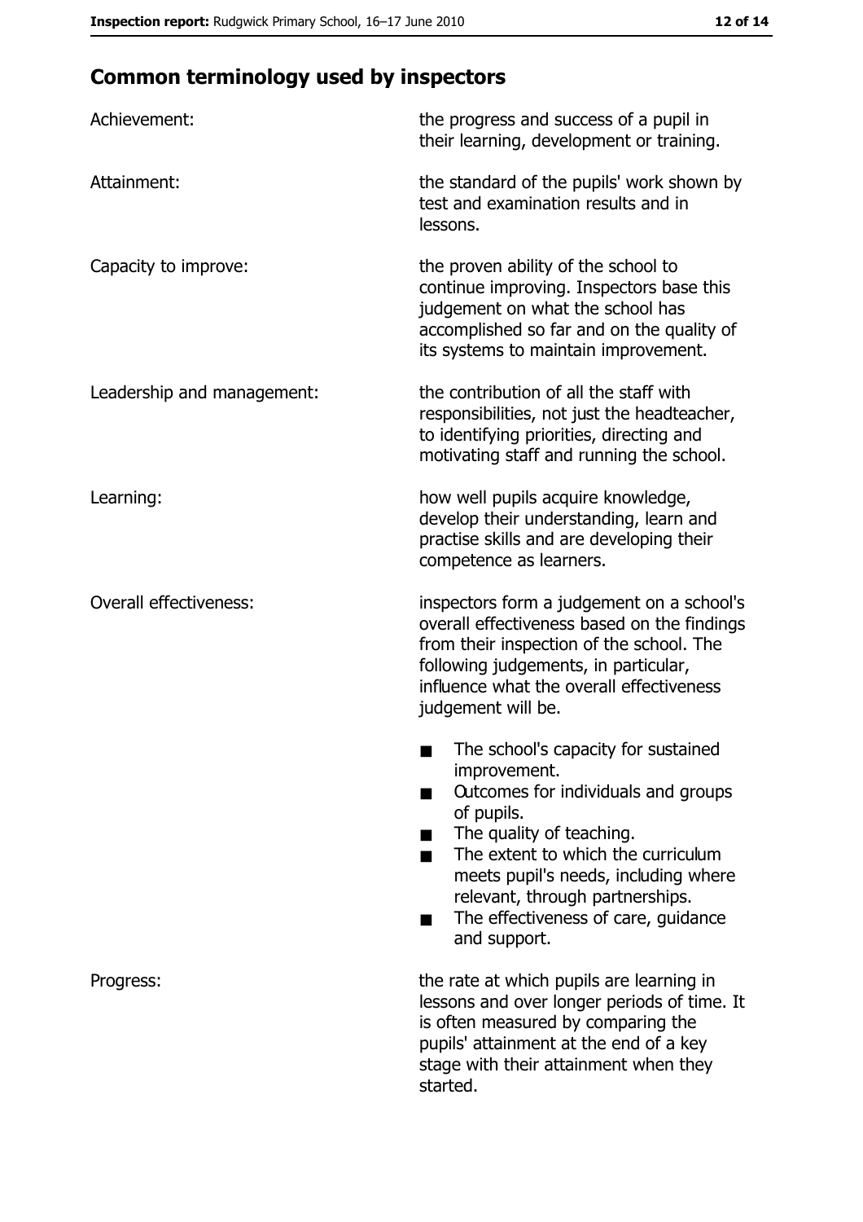## Common terminology used by inspectors

| | |
|---|---|
| Achievement: | the progress and success of a pupil in their learning, development or training. |
| Attainment: | the standard of the pupils' work shown by test and examination results and in lessons. |
| Capacity to improve: | the proven ability of the school to continue improving. Inspectors base this judgement on what the school has accomplished so far and on the quality of its systems to maintain improvement. |
| Leadership and management: | the contribution of all the staff with responsibilities, not just the headteacher, to identifying priorities, directing and motivating staff and running the school. |
| Learning: | how well pupils acquire knowledge, develop their understanding, learn and practise skills and are developing their competence as learners. |
| Overall effectiveness: | inspectors form a judgement on a school's overall effectiveness based on the findings from their inspection of the school. The following judgements, in particular, influence what the overall effectiveness judgement will be.<br>■ The school's capacity for sustained improvement.<br>■ Outcomes for individuals and groups of pupils.<br>■ The quality of teaching.<br>■ The extent to which the curriculum meets pupil's needs, including where relevant, through partnerships.<br>■ The effectiveness of care, guidance and support. |
| Progress: | the rate at which pupils are learning in lessons and over longer periods of time. It is often measured by comparing the pupils' attainment at the end of a key stage with their attainment when they started. |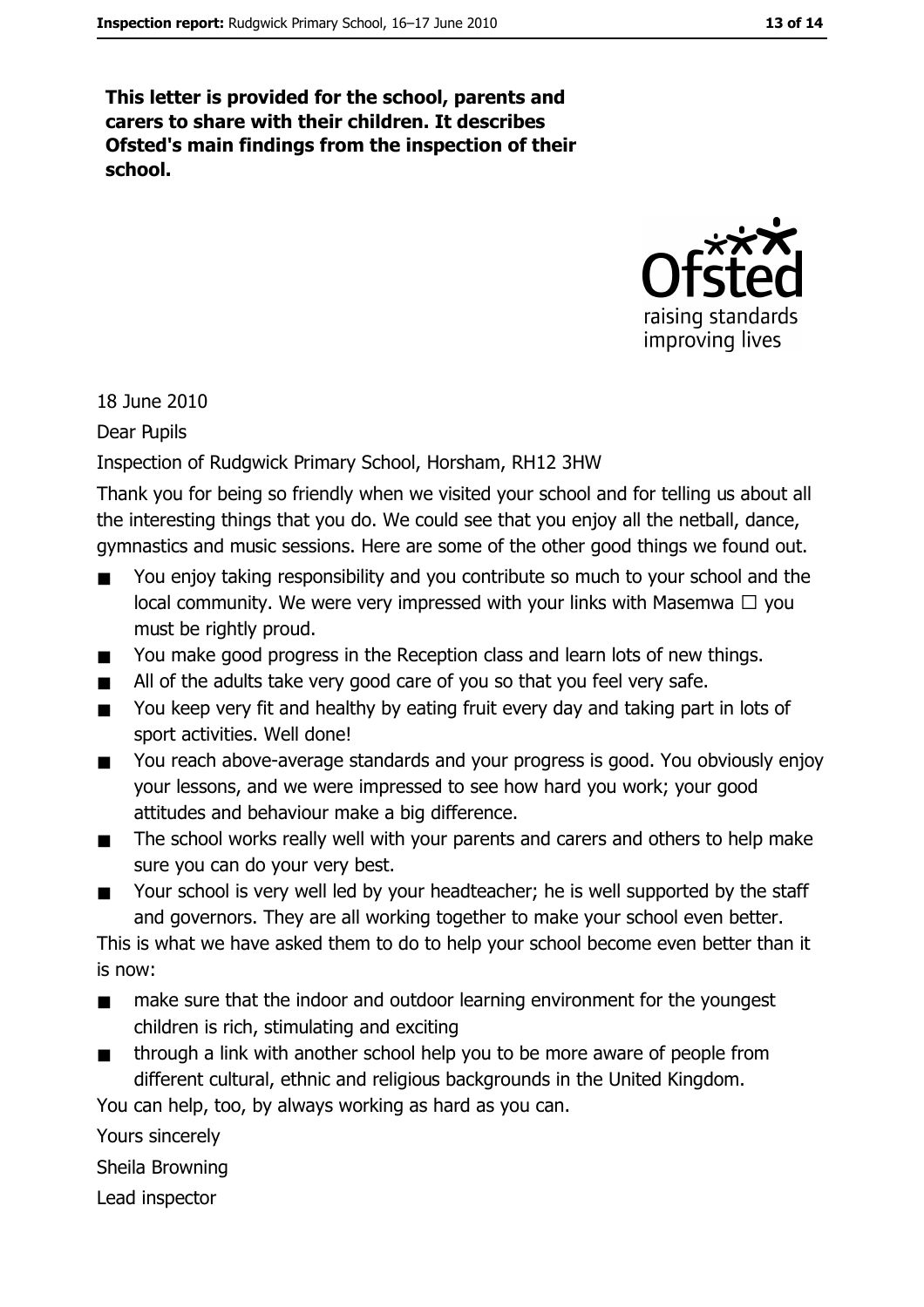**This letter is provided for the school, parents and carers to share with their children. It describes Ofsted's main findings from the inspection of their school.**

18 June 2010

Dear Pupils

Inspection of Rudgwick Primary School, Horsham, RH12 3HW

Thank you for being so friendly when we visited your school and for telling us about all the interesting things that you do. We could see that you enjoy all the netball, dance, gymnastics and music sessions. Here are some of the other good things we found out.

- You enjoy taking responsibility and you contribute so much to your school and the local community. We were very impressed with your links with Masemwa □ you must be rightly proud.
- You make good progress in the Reception class and learn lots of new things.
- All of the adults take very good care of you so that you feel very safe.
- You keep very fit and healthy by eating fruit every day and taking part in lots of sport activities. Well done!
- You reach above-average standards and your progress is good. You obviously enjoy your lessons, and we were impressed to see how hard you work; your good attitudes and behaviour make a big difference.
- The school works really well with your parents and carers and others to help make sure you can do your very best.
- Your school is very well led by your headteacher; he is well supported by the staff and governors. They are all working together to make your school even better.

This is what we have asked them to do to help your school become even better than it is now:

- make sure that the indoor and outdoor learning environment for the youngest children is rich, stimulating and exciting
- through a link with another school help you to be more aware of people from different cultural, ethnic and religious backgrounds in the United Kingdom.

You can help, too, by always working as hard as you can.

Yours sincerely

Sheila Browning

Lead inspector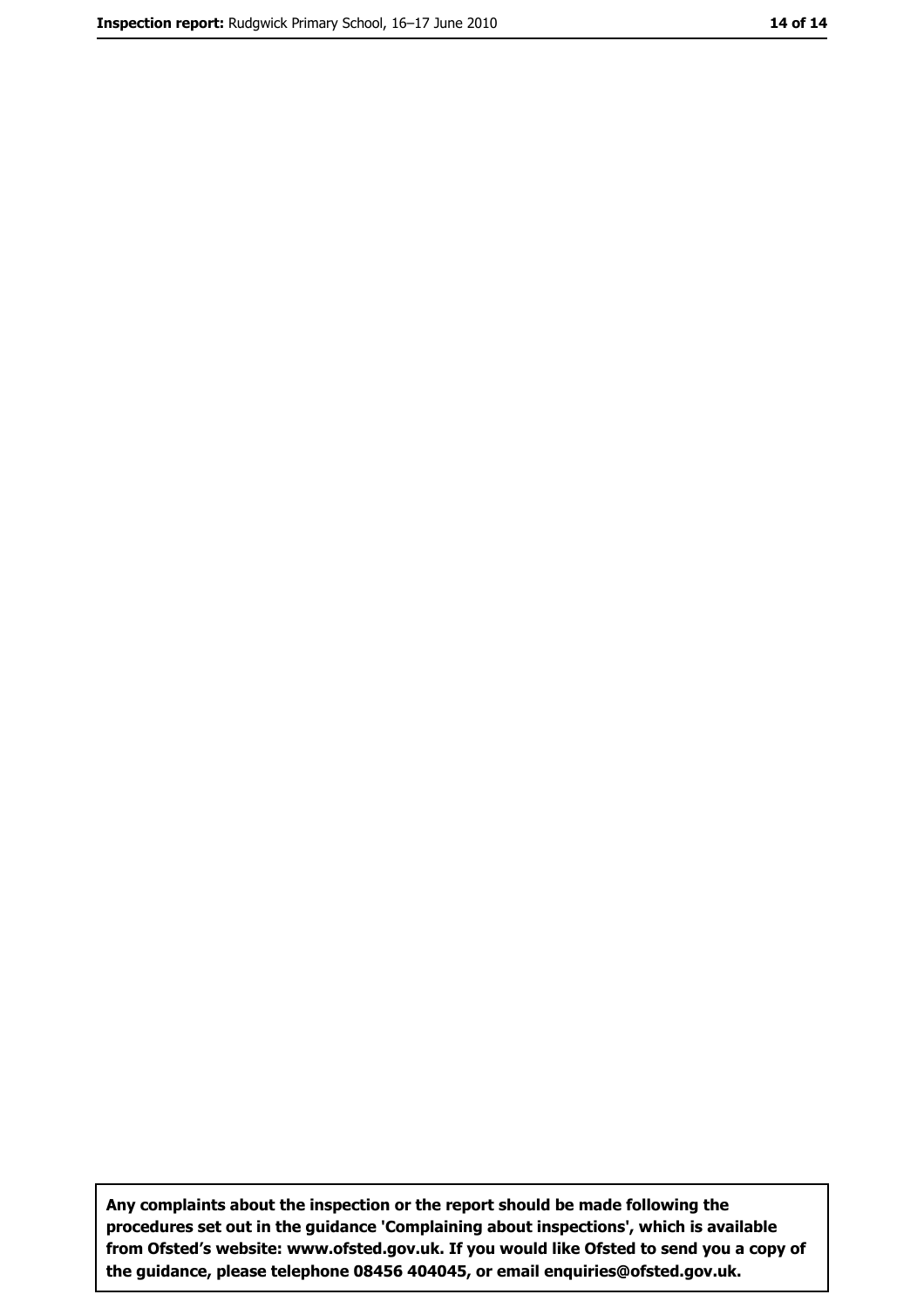**Any complaints about the inspection or the report should be made following the procedures set out in the guidance 'Complaining about inspections', which is available from Ofsted's website: www.ofsted.gov.uk. If you would like Ofsted to send you a copy of the guidance, please telephone 08456 404045, or email enquiries@ofsted.gov.uk.**